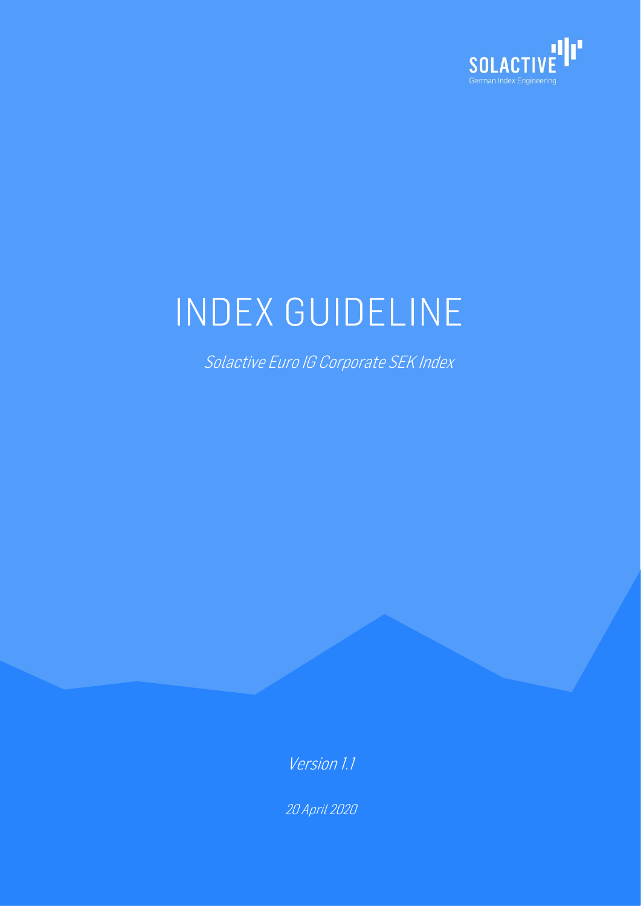SOLACTIVE

German Index Engineering

# INDEX GUIDELINE

*Solactive Euro IG Corporate SEK Index*

*Version 1.1*

*20 April 2020*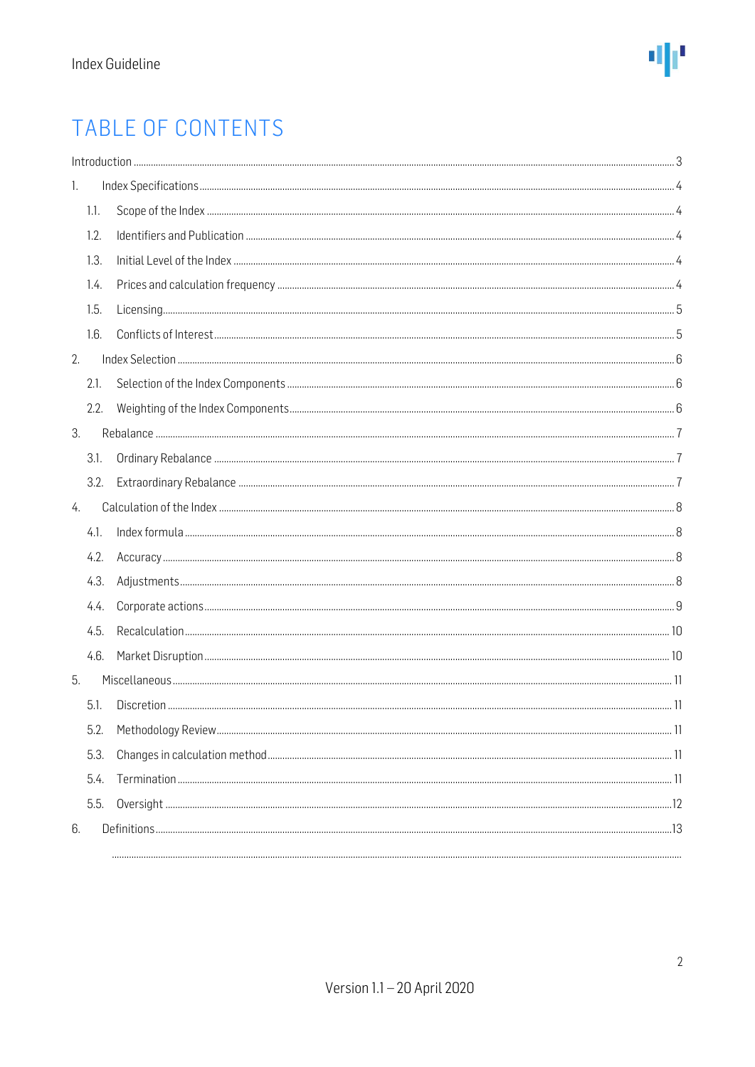# TABLE OF CONTENTS

Introduction ..... 3

1. Index Specifications ..... 4
   - 1.1. Scope of the Index ..... 4
   - 1.2. Identifiers and Publication ..... 4
   - 1.3. Initial Level of the Index ..... 4
   - 1.4. Prices and calculation frequency ..... 4
   - 1.5. Licensing ..... 5
   - 1.6. Conflicts of Interest ..... 5
2. Index Selection ..... 6
   - 2.1. Selection of the Index Components ..... 6
   - 2.2. Weighting of the Index Components ..... 6
3. Rebalance ..... 7
   - 3.1. Ordinary Rebalance ..... 7
   - 3.2. Extraordinary Rebalance ..... 7
4. Calculation of the Index ..... 8
   - 4.1. Index formula ..... 8
   - 4.2. Accuracy ..... 8
   - 4.3. Adjustments ..... 8
   - 4.4. Corporate actions ..... 9
   - 4.5. Recalculation ..... 10
   - 4.6. Market Disruption ..... 10
5. Miscellaneous ..... 11
   - 5.1. Discretion ..... 11
   - 5.2. Methodology Review ..... 11
   - 5.3. Changes in calculation method ..... 11
   - 5.4. Termination ..... 11
   - 5.5. Oversight ..... 12
6. Definitions ..... 13

Version 1.1 – 20 April 2020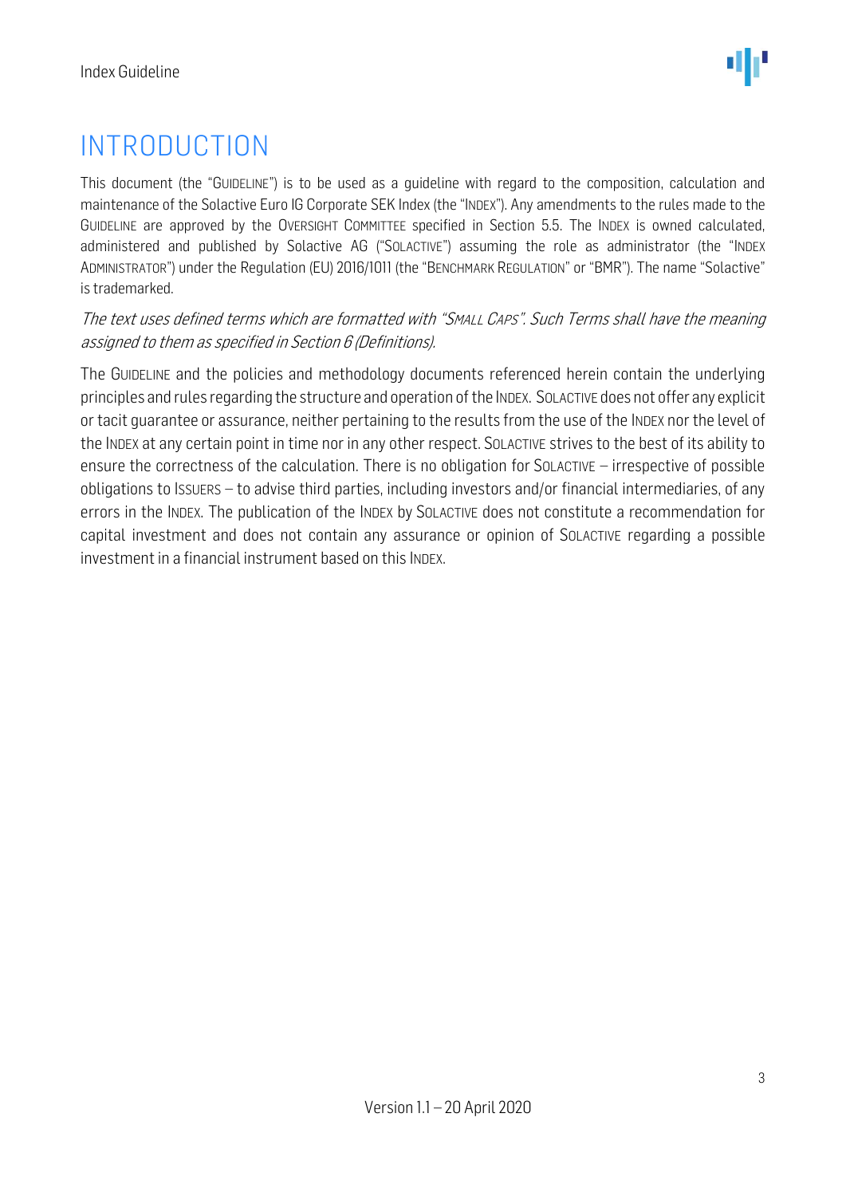# INTRODUCTION

This document (the "GUIDELINE") is to be used as a guideline with regard to the composition, calculation and maintenance of the Solactive Euro IG Corporate SEK Index (the "INDEX"). Any amendments to the rules made to the GUIDELINE are approved by the OVERSIGHT COMMITTEE specified in Section 5.5. The INDEX is owned calculated, administered and published by Solactive AG ("SOLACTIVE") assuming the role as administrator (the "INDEX ADMINISTRATOR") under the Regulation (EU) 2016/1011 (the "BENCHMARK REGULATION" or "BMR"). The name "Solactive" is trademarked.

*The text uses defined terms which are formatted with "SMALL CAPS". Such Terms shall have the meaning assigned to them as specified in Section 6 (Definitions).*

The GUIDELINE and the policies and methodology documents referenced herein contain the underlying principles and rules regarding the structure and operation of the INDEX. SOLACTIVE does not offer any explicit or tacit guarantee or assurance, neither pertaining to the results from the use of the INDEX nor the level of the INDEX at any certain point in time nor in any other respect. SOLACTIVE strives to the best of its ability to ensure the correctness of the calculation. There is no obligation for SOLACTIVE – irrespective of possible obligations to ISSUERS – to advise third parties, including investors and/or financial intermediaries, of any errors in the INDEX. The publication of the INDEX by SOLACTIVE does not constitute a recommendation for capital investment and does not contain any assurance or opinion of SOLACTIVE regarding a possible investment in a financial instrument based on this INDEX.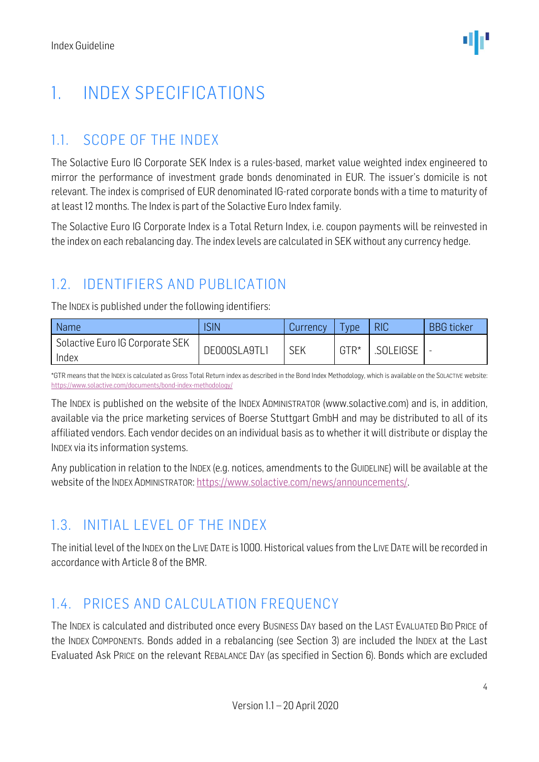# 1. INDEX SPECIFICATIONS

## 1.1. SCOPE OF THE INDEX

The Solactive Euro IG Corporate SEK Index is a rules-based, market value weighted index engineered to mirror the performance of investment grade bonds denominated in EUR. The issuer's domicile is not relevant. The index is comprised of EUR denominated IG-rated corporate bonds with a time to maturity of at least 12 months. The Index is part of the Solactive Euro Index family.

The Solactive Euro IG Corporate Index is a Total Return Index, i.e. coupon payments will be reinvested in the index on each rebalancing day. The index levels are calculated in SEK without any currency hedge.

## 1.2. IDENTIFIERS AND PUBLICATION

The INDEX is published under the following identifiers:

| Name | ISIN | Currency | Type | RIC | BBG ticker |
|---|---|---|---|---|---|
| Solactive Euro IG Corporate SEK Index | DE000SLA9TL1 | SEK | GTR* | .SOLEIGSE | - |

*GTR means that the INDEX is calculated as Gross Total Return index as described in the Bond Index Methodology, which is available on the SOLACTIVE website: https://www.solactive.com/documents/bond-index-methodology/

The INDEX is published on the website of the INDEX ADMINISTRATOR (www.solactive.com) and is, in addition, available via the price marketing services of Boerse Stuttgart GmbH and may be distributed to all of its affiliated vendors. Each vendor decides on an individual basis as to whether it will distribute or display the INDEX via its information systems.

Any publication in relation to the INDEX (e.g. notices, amendments to the GUIDELINE) will be available at the website of the INDEX ADMINISTRATOR: https://www.solactive.com/news/announcements/.

## 1.3. INITIAL LEVEL OF THE INDEX

The initial level of the INDEX on the LIVE DATE is 1000. Historical values from the LIVE DATE will be recorded in accordance with Article 8 of the BMR.

## 1.4. PRICES AND CALCULATION FREQUENCY

The INDEX is calculated and distributed once every BUSINESS DAY based on the LAST EVALUATED BID PRICE of the INDEX COMPONENTS. Bonds added in a rebalancing (see Section 3) are included the INDEX at the Last Evaluated Ask PRICE on the relevant REBALANCE DAY (as specified in Section 6). Bonds which are excluded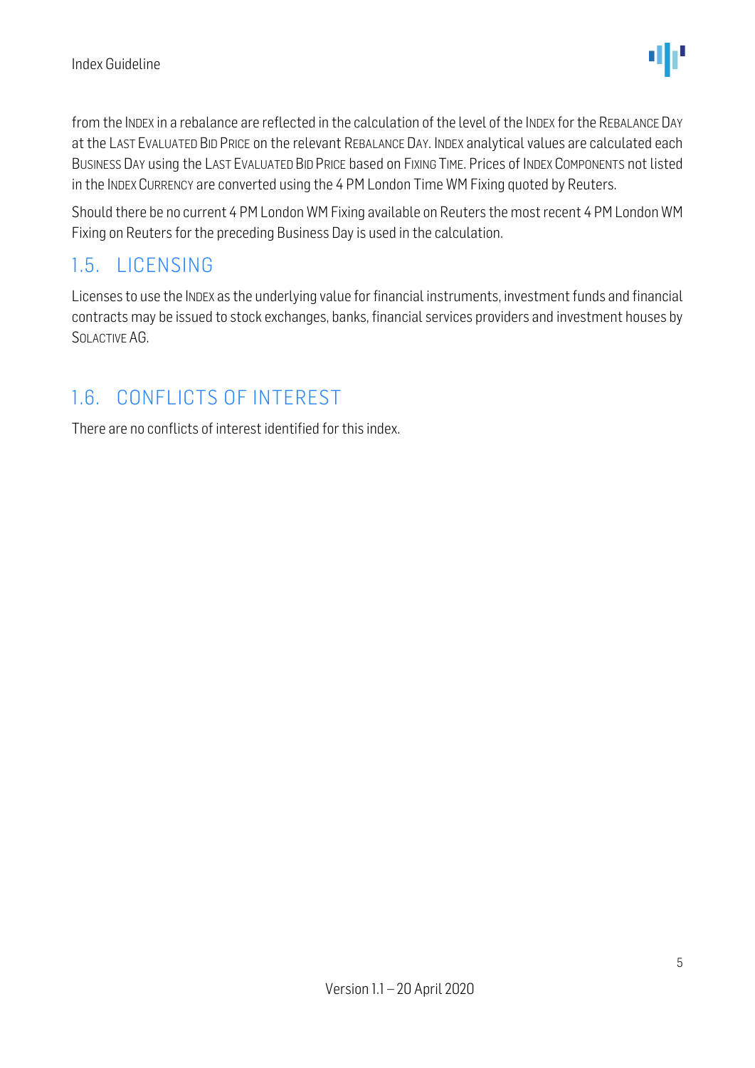from the INDEX in a rebalance are reflected in the calculation of the level of the INDEX for the REBALANCE DAY at the LAST EVALUATED BID PRICE on the relevant REBALANCE DAY. INDEX analytical values are calculated each BUSINESS DAY using the LAST EVALUATED BID PRICE based on FIXING TIME. Prices of INDEX COMPONENTS not listed in the INDEX CURRENCY are converted using the 4 PM London Time WM Fixing quoted by Reuters.

Should there be no current 4 PM London WM Fixing available on Reuters the most recent 4 PM London WM Fixing on Reuters for the preceding Business Day is used in the calculation.

## 1.5. LICENSING

Licenses to use the INDEX as the underlying value for financial instruments, investment funds and financial contracts may be issued to stock exchanges, banks, financial services providers and investment houses by SOLACTIVE AG.

## 1.6. CONFLICTS OF INTEREST

There are no conflicts of interest identified for this index.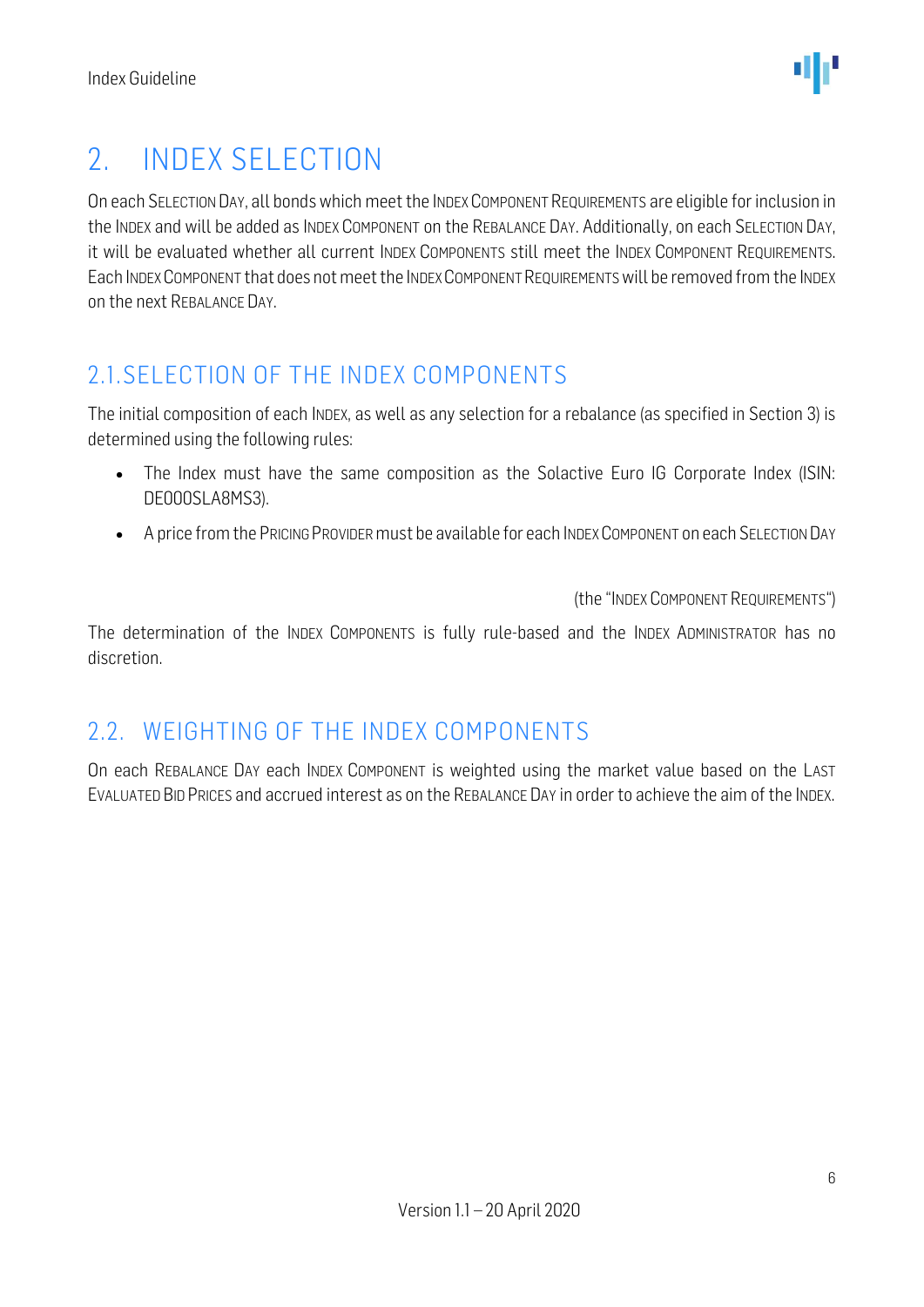# 2. INDEX SELECTION

On each SELECTION DAY, all bonds which meet the INDEX COMPONENT REQUIREMENTS are eligible for inclusion in the INDEX and will be added as INDEX COMPONENT on the REBALANCE DAY. Additionally, on each SELECTION DAY, it will be evaluated whether all current INDEX COMPONENTS still meet the INDEX COMPONENT REQUIREMENTS. Each INDEX COMPONENT that does not meet the INDEX COMPONENT REQUIREMENTS will be removed from the INDEX on the next REBALANCE DAY.

## 2.1. SELECTION OF THE INDEX COMPONENTS

The initial composition of each INDEX, as well as any selection for a rebalance (as specified in Section 3) is determined using the following rules:

- The Index must have the same composition as the Solactive Euro IG Corporate Index (ISIN: DE000SLA8MS3).
- A price from the PRICING PROVIDER must be available for each INDEX COMPONENT on each SELECTION DAY

(the "INDEX COMPONENT REQUIREMENTS")

The determination of the INDEX COMPONENTS is fully rule-based and the INDEX ADMINISTRATOR has no discretion.

## 2.2. WEIGHTING OF THE INDEX COMPONENTS

On each REBALANCE DAY each INDEX COMPONENT is weighted using the market value based on the LAST EVALUATED BID PRICES and accrued interest as on the REBALANCE DAY in order to achieve the aim of the INDEX.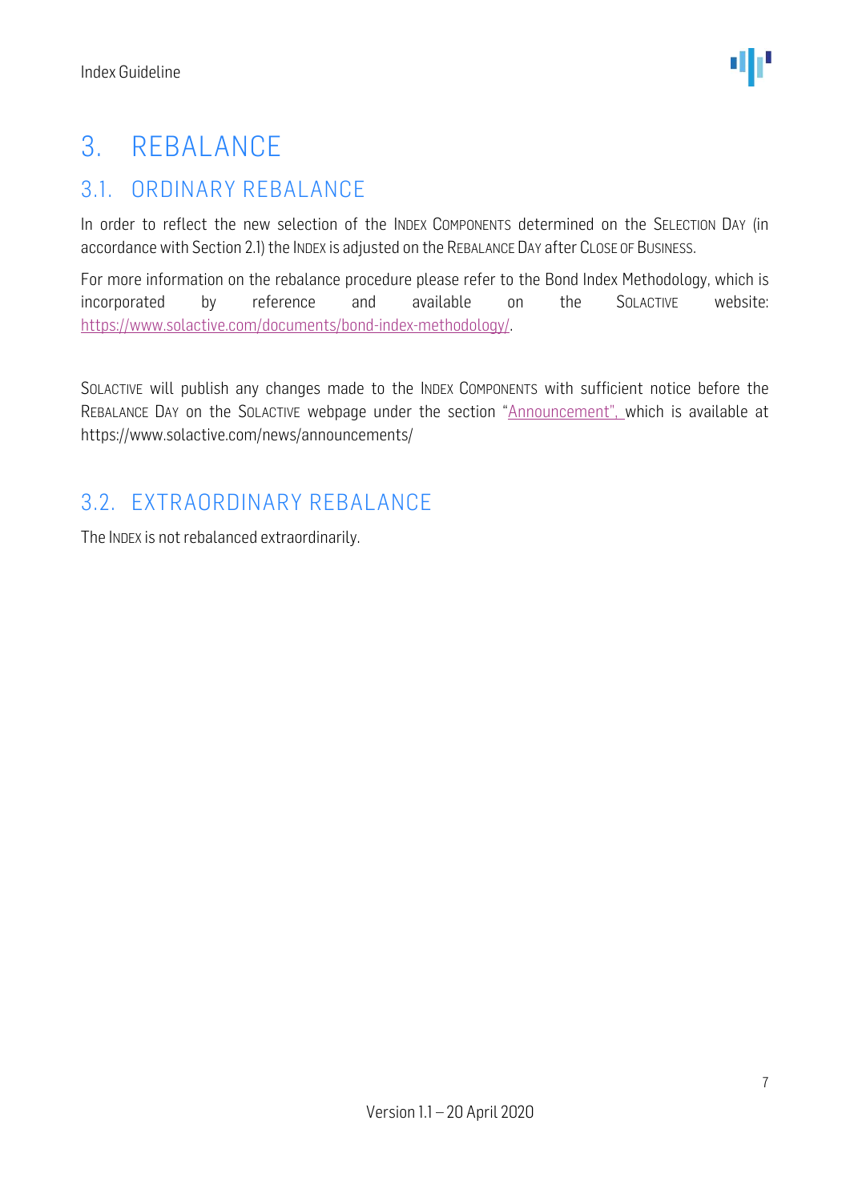# 3. REBALANCE

## 3.1. ORDINARY REBALANCE

In order to reflect the new selection of the INDEX COMPONENTS determined on the SELECTION DAY (in accordance with Section 2.1) the INDEX is adjusted on the REBALANCE DAY after CLOSE OF BUSINESS.

For more information on the rebalance procedure please refer to the Bond Index Methodology, which is incorporated by reference and available on the SOLACTIVE website: https://www.solactive.com/documents/bond-index-methodology/.

SOLACTIVE will publish any changes made to the INDEX COMPONENTS with sufficient notice before the REBALANCE DAY on the SOLACTIVE webpage under the section "Announcement", which is available at https://www.solactive.com/news/announcements/

## 3.2. EXTRAORDINARY REBALANCE

The INDEX is not rebalanced extraordinarily.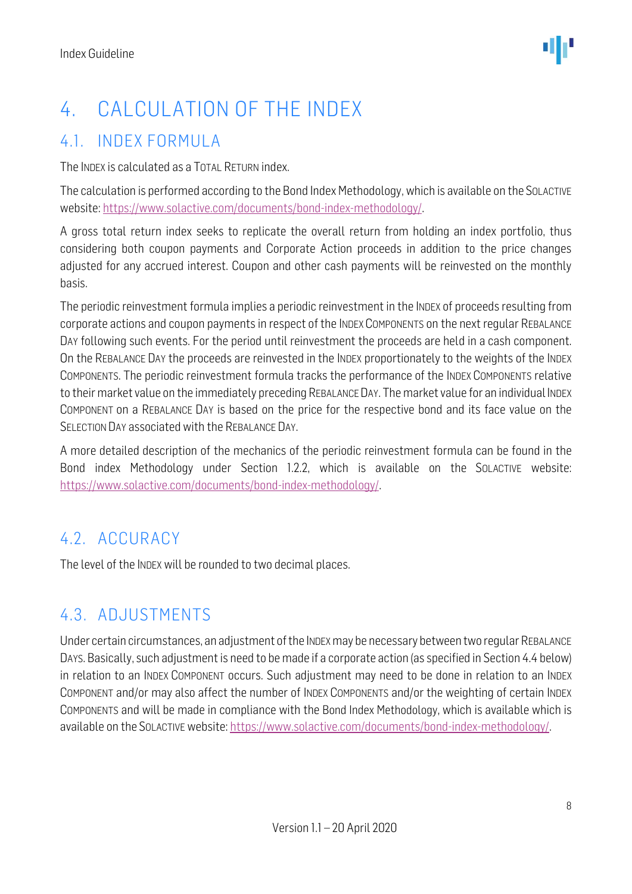# 4. CALCULATION OF THE INDEX

## 4.1. INDEX FORMULA

The INDEX is calculated as a TOTAL RETURN index.

The calculation is performed according to the Bond Index Methodology, which is available on the SOLACTIVE website: [https://www.solactive.com/documents/bond-index-methodology/](https://www.solactive.com/documents/bond-index-methodology/).

A gross total return index seeks to replicate the overall return from holding an index portfolio, thus considering both coupon payments and Corporate Action proceeds in addition to the price changes adjusted for any accrued interest. Coupon and other cash payments will be reinvested on the monthly basis.

The periodic reinvestment formula implies a periodic reinvestment in the INDEX of proceeds resulting from corporate actions and coupon payments in respect of the INDEX COMPONENTS on the next regular REBALANCE DAY following such events. For the period until reinvestment the proceeds are held in a cash component. On the REBALANCE DAY the proceeds are reinvested in the INDEX proportionately to the weights of the INDEX COMPONENTS. The periodic reinvestment formula tracks the performance of the INDEX COMPONENTS relative to their market value on the immediately preceding REBALANCE DAY. The market value for an individual INDEX COMPONENT on a REBALANCE DAY is based on the price for the respective bond and its face value on the SELECTION DAY associated with the REBALANCE DAY.

A more detailed description of the mechanics of the periodic reinvestment formula can be found in the Bond index Methodology under Section 1.2.2, which is available on the SOLACTIVE website: [https://www.solactive.com/documents/bond-index-methodology/](https://www.solactive.com/documents/bond-index-methodology/).

## 4.2. ACCURACY

The level of the INDEX will be rounded to two decimal places.

## 4.3. ADJUSTMENTS

Under certain circumstances, an adjustment of the INDEX may be necessary between two regular REBALANCE DAYS. Basically, such adjustment is need to be made if a corporate action (as specified in Section 4.4 below) in relation to an INDEX COMPONENT occurs. Such adjustment may need to be done in relation to an INDEX COMPONENT and/or may also affect the number of INDEX COMPONENTS and/or the weighting of certain INDEX COMPONENTS and will be made in compliance with the Bond Index Methodology, which is available which is available on the SOLACTIVE website: [https://www.solactive.com/documents/bond-index-methodology/](https://www.solactive.com/documents/bond-index-methodology/).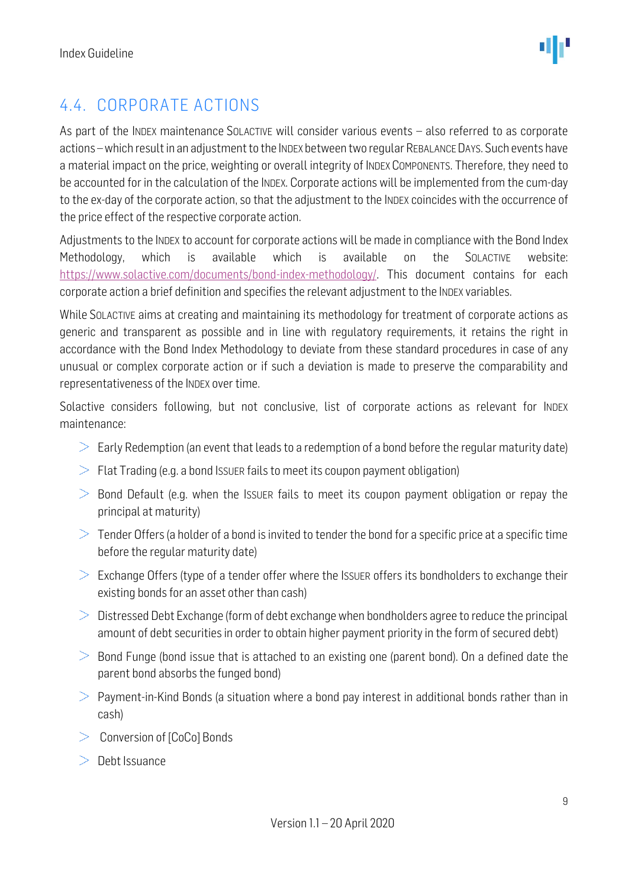## 4.4. CORPORATE ACTIONS

As part of the INDEX maintenance SOLACTIVE will consider various events – also referred to as corporate actions – which result in an adjustment to the INDEX between two regular REBALANCE DAYS. Such events have a material impact on the price, weighting or overall integrity of INDEX COMPONENTS. Therefore, they need to be accounted for in the calculation of the INDEX. Corporate actions will be implemented from the cum-day to the ex-day of the corporate action, so that the adjustment to the INDEX coincides with the occurrence of the price effect of the respective corporate action.

Adjustments to the INDEX to account for corporate actions will be made in compliance with the Bond Index Methodology, which is available which is available on the SOLACTIVE website: https://www.solactive.com/documents/bond-index-methodology/. This document contains for each corporate action a brief definition and specifies the relevant adjustment to the INDEX variables.

While SOLACTIVE aims at creating and maintaining its methodology for treatment of corporate actions as generic and transparent as possible and in line with regulatory requirements, it retains the right in accordance with the Bond Index Methodology to deviate from these standard procedures in case of any unusual or complex corporate action or if such a deviation is made to preserve the comparability and representativeness of the INDEX over time.

Solactive considers following, but not conclusive, list of corporate actions as relevant for INDEX maintenance:

- Early Redemption (an event that leads to a redemption of a bond before the regular maturity date)
- Flat Trading (e.g. a bond ISSUER fails to meet its coupon payment obligation)
- Bond Default (e.g. when the ISSUER fails to meet its coupon payment obligation or repay the principal at maturity)
- Tender Offers (a holder of a bond is invited to tender the bond for a specific price at a specific time before the regular maturity date)
- Exchange Offers (type of a tender offer where the ISSUER offers its bondholders to exchange their existing bonds for an asset other than cash)
- Distressed Debt Exchange (form of debt exchange when bondholders agree to reduce the principal amount of debt securities in order to obtain higher payment priority in the form of secured debt)
- Bond Funge (bond issue that is attached to an existing one (parent bond). On a defined date the parent bond absorbs the funged bond)
- Payment-in-Kind Bonds (a situation where a bond pay interest in additional bonds rather than in cash)
- Conversion of [CoCo] Bonds
- Debt Issuance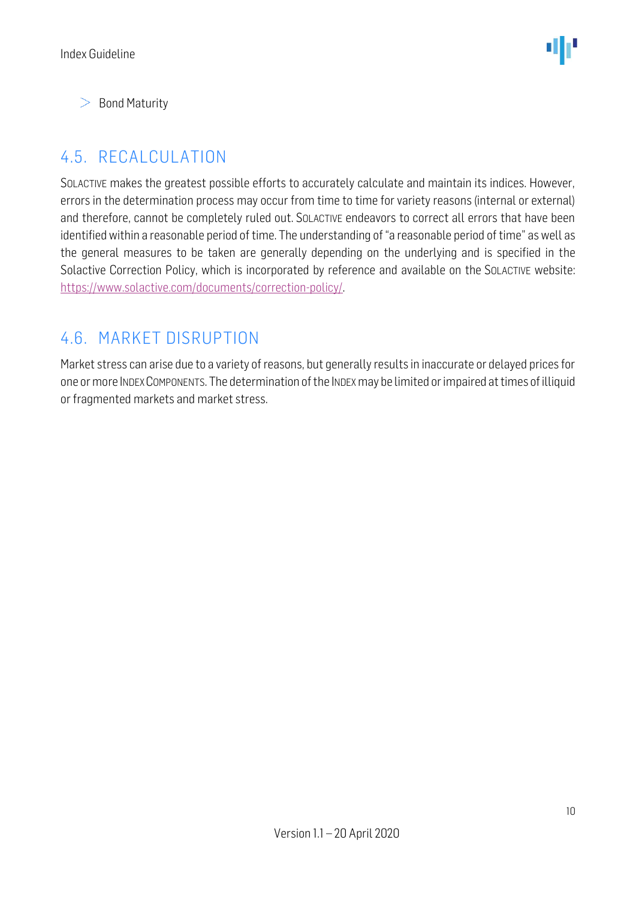- Bond Maturity

## 4.5. RECALCULATION

SOLACTIVE makes the greatest possible efforts to accurately calculate and maintain its indices. However, errors in the determination process may occur from time to time for variety reasons (internal or external) and therefore, cannot be completely ruled out. SOLACTIVE endeavors to correct all errors that have been identified within a reasonable period of time. The understanding of "a reasonable period of time" as well as the general measures to be taken are generally depending on the underlying and is specified in the Solactive Correction Policy, which is incorporated by reference and available on the SOLACTIVE website: [https://www.solactive.com/documents/correction-policy/](https://www.solactive.com/documents/correction-policy/).

## 4.6. MARKET DISRUPTION

Market stress can arise due to a variety of reasons, but generally results in inaccurate or delayed prices for one or more INDEX COMPONENTS. The determination of the INDEX may be limited or impaired at times of illiquid or fragmented markets and market stress.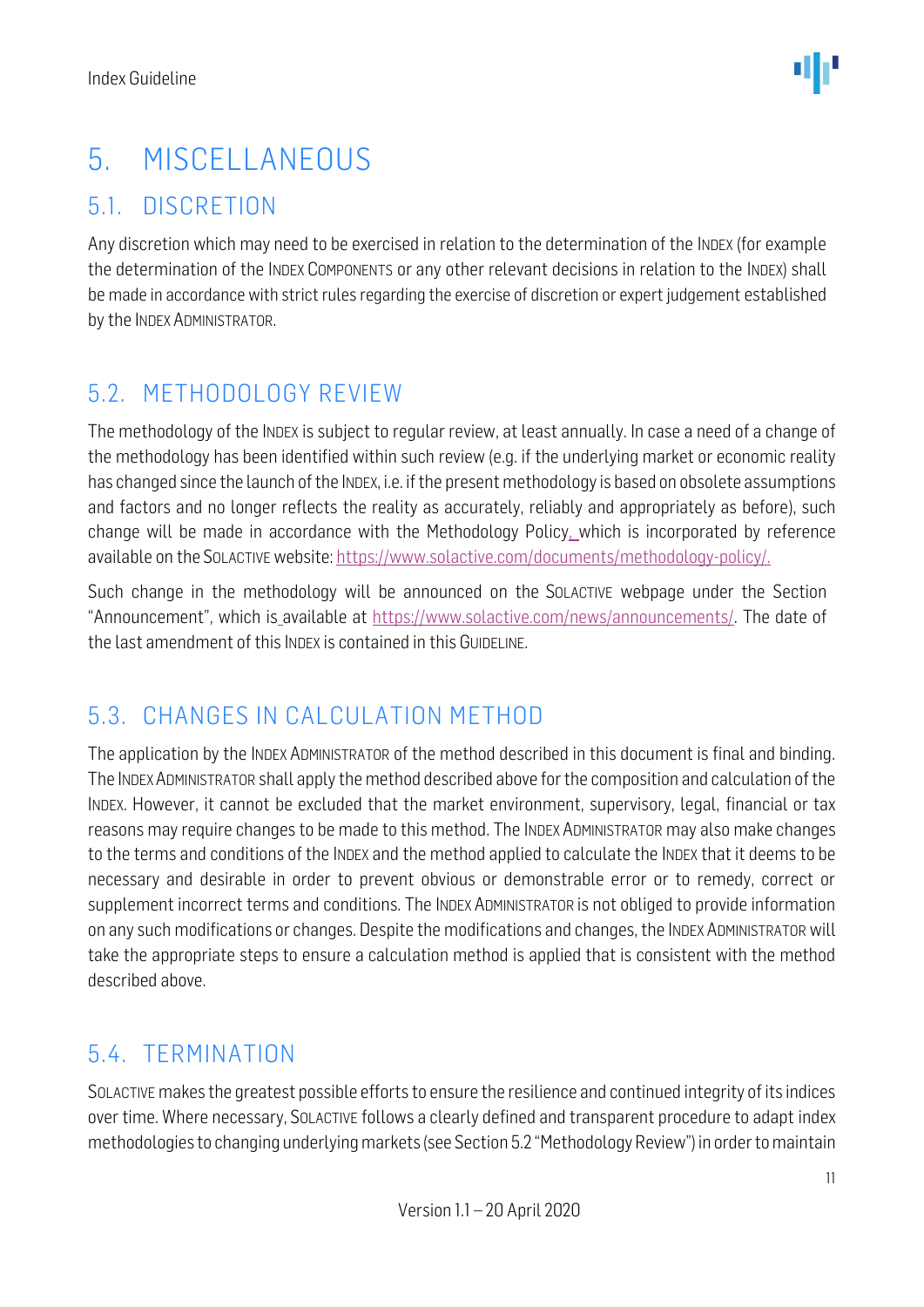# 5. MISCELLANEOUS

## 5.1. DISCRETION

Any discretion which may need to be exercised in relation to the determination of the INDEX (for example the determination of the INDEX COMPONENTS or any other relevant decisions in relation to the INDEX) shall be made in accordance with strict rules regarding the exercise of discretion or expert judgement established by the INDEX ADMINISTRATOR.

## 5.2. METHODOLOGY REVIEW

The methodology of the INDEX is subject to regular review, at least annually. In case a need of a change of the methodology has been identified within such review (e.g. if the underlying market or economic reality has changed since the launch of the INDEX, i.e. if the present methodology is based on obsolete assumptions and factors and no longer reflects the reality as accurately, reliably and appropriately as before), such change will be made in accordance with the Methodology Policy, which is incorporated by reference available on the SOLACTIVE website: https://www.solactive.com/documents/methodology-policy/.

Such change in the methodology will be announced on the SOLACTIVE webpage under the Section "Announcement", which is available at https://www.solactive.com/news/announcements/. The date of the last amendment of this INDEX is contained in this GUIDELINE.

## 5.3. CHANGES IN CALCULATION METHOD

The application by the INDEX ADMINISTRATOR of the method described in this document is final and binding. The INDEX ADMINISTRATOR shall apply the method described above for the composition and calculation of the INDEX. However, it cannot be excluded that the market environment, supervisory, legal, financial or tax reasons may require changes to be made to this method. The INDEX ADMINISTRATOR may also make changes to the terms and conditions of the INDEX and the method applied to calculate the INDEX that it deems to be necessary and desirable in order to prevent obvious or demonstrable error or to remedy, correct or supplement incorrect terms and conditions. The INDEX ADMINISTRATOR is not obliged to provide information on any such modifications or changes. Despite the modifications and changes, the INDEX ADMINISTRATOR will take the appropriate steps to ensure a calculation method is applied that is consistent with the method described above.

## 5.4. TERMINATION

SOLACTIVE makes the greatest possible efforts to ensure the resilience and continued integrity of its indices over time. Where necessary, SOLACTIVE follows a clearly defined and transparent procedure to adapt index methodologies to changing underlying markets (see Section 5.2 "Methodology Review") in order to maintain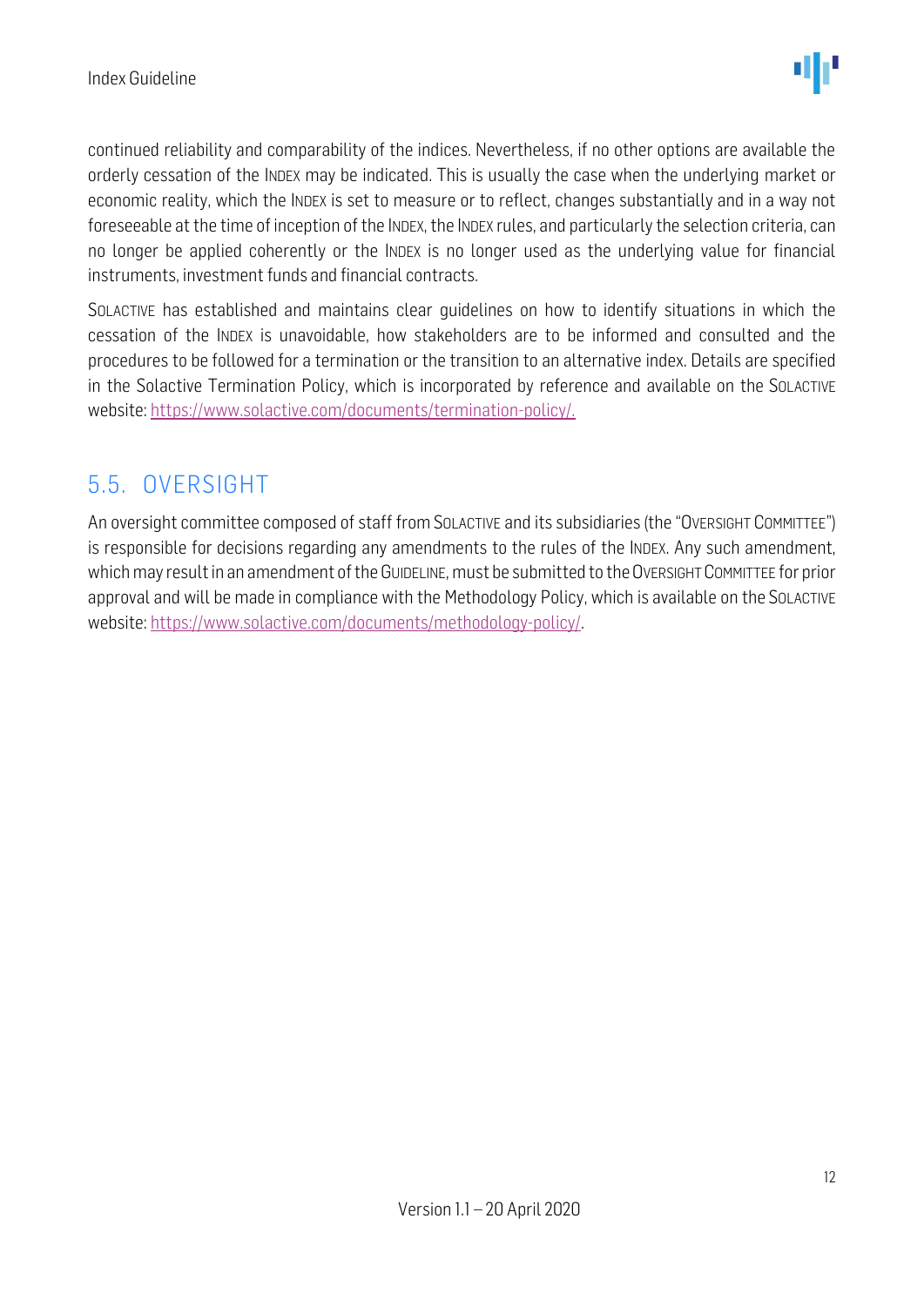continued reliability and comparability of the indices. Nevertheless, if no other options are available the orderly cessation of the INDEX may be indicated. This is usually the case when the underlying market or economic reality, which the INDEX is set to measure or to reflect, changes substantially and in a way not foreseeable at the time of inception of the INDEX, the INDEX rules, and particularly the selection criteria, can no longer be applied coherently or the INDEX is no longer used as the underlying value for financial instruments, investment funds and financial contracts.

SOLACTIVE has established and maintains clear guidelines on how to identify situations in which the cessation of the INDEX is unavoidable, how stakeholders are to be informed and consulted and the procedures to be followed for a termination or the transition to an alternative index. Details are specified in the Solactive Termination Policy, which is incorporated by reference and available on the SOLACTIVE website: https://www.solactive.com/documents/termination-policy/.

## 5.5. OVERSIGHT

An oversight committee composed of staff from SOLACTIVE and its subsidiaries (the "OVERSIGHT COMMITTEE") is responsible for decisions regarding any amendments to the rules of the INDEX. Any such amendment, which may result in an amendment of the GUIDELINE, must be submitted to the OVERSIGHT COMMITTEE for prior approval and will be made in compliance with the Methodology Policy, which is available on the SOLACTIVE website: https://www.solactive.com/documents/methodology-policy/.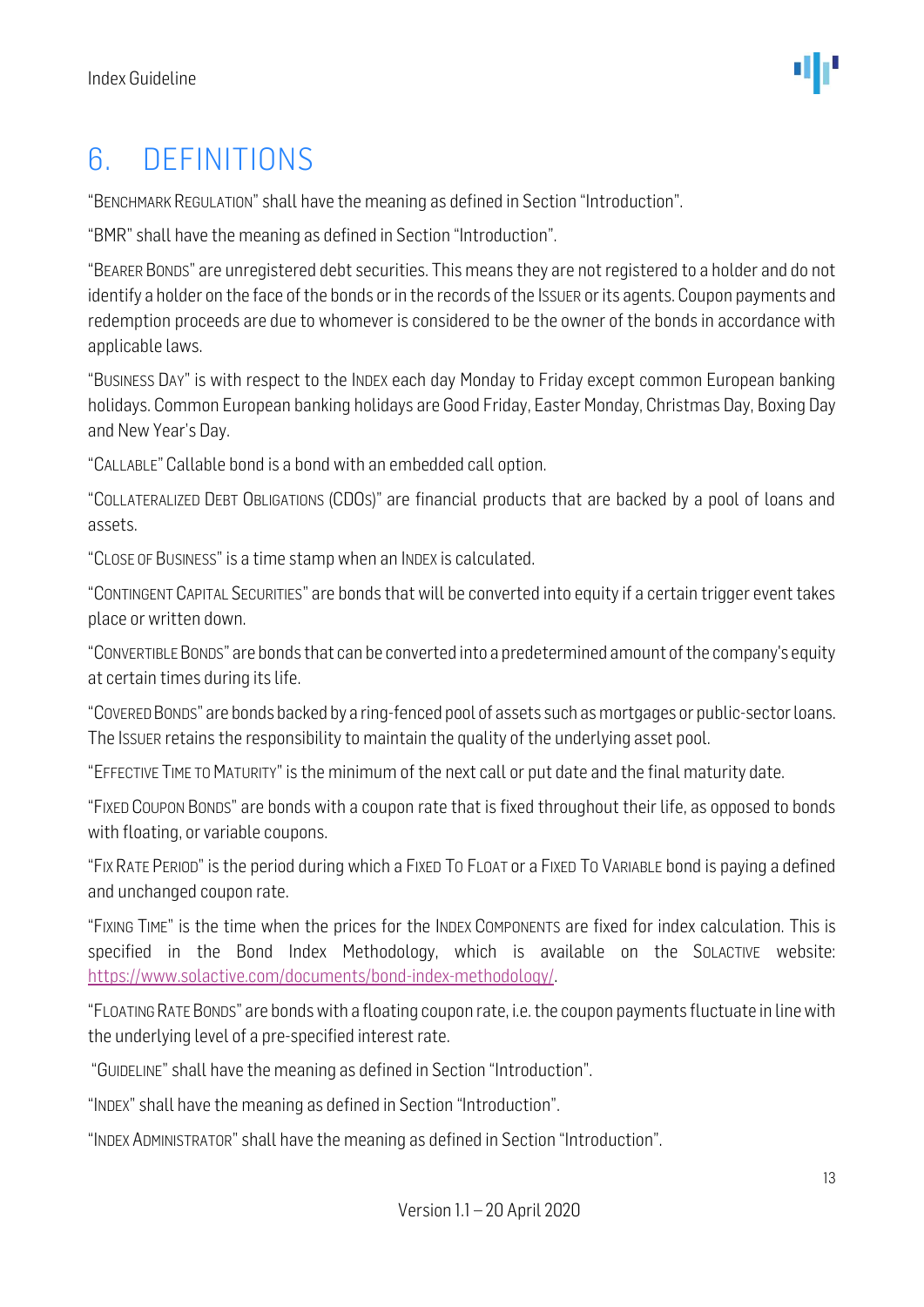# 6. DEFINITIONS

"BENCHMARK REGULATION" shall have the meaning as defined in Section "Introduction".

"BMR" shall have the meaning as defined in Section "Introduction".

"BEARER BONDS" are unregistered debt securities. This means they are not registered to a holder and do not identify a holder on the face of the bonds or in the records of the ISSUER or its agents. Coupon payments and redemption proceeds are due to whomever is considered to be the owner of the bonds in accordance with applicable laws.

"BUSINESS DAY" is with respect to the INDEX each day Monday to Friday except common European banking holidays. Common European banking holidays are Good Friday, Easter Monday, Christmas Day, Boxing Day and New Year's Day.

"CALLABLE" Callable bond is a bond with an embedded call option.

"COLLATERALIZED DEBT OBLIGATIONS (CDOS)" are financial products that are backed by a pool of loans and assets.

"CLOSE OF BUSINESS" is a time stamp when an INDEX is calculated.

"CONTINGENT CAPITAL SECURITIES" are bonds that will be converted into equity if a certain trigger event takes place or written down.

"CONVERTIBLE BONDS" are bonds that can be converted into a predetermined amount of the company's equity at certain times during its life.

"COVERED BONDS" are bonds backed by a ring-fenced pool of assets such as mortgages or public-sector loans. The ISSUER retains the responsibility to maintain the quality of the underlying asset pool.

"EFFECTIVE TIME TO MATURITY" is the minimum of the next call or put date and the final maturity date.

"FIXED COUPON BONDS" are bonds with a coupon rate that is fixed throughout their life, as opposed to bonds with floating, or variable coupons.

"FIX RATE PERIOD" is the period during which a FIXED TO FLOAT or a FIXED TO VARIABLE bond is paying a defined and unchanged coupon rate.

"FIXING TIME" is the time when the prices for the INDEX COMPONENTS are fixed for index calculation. This is specified in the Bond Index Methodology, which is available on the SOLACTIVE website: https://www.solactive.com/documents/bond-index-methodology/.

"FLOATING RATE BONDS" are bonds with a floating coupon rate, i.e. the coupon payments fluctuate in line with the underlying level of a pre-specified interest rate.

"GUIDELINE" shall have the meaning as defined in Section "Introduction".

"INDEX" shall have the meaning as defined in Section "Introduction".

"INDEX ADMINISTRATOR" shall have the meaning as defined in Section "Introduction".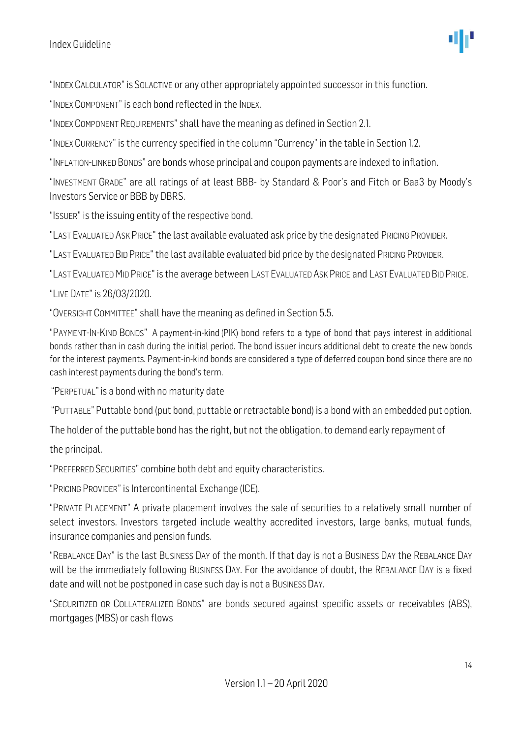"INDEX CALCULATOR" is SOLACTIVE or any other appropriately appointed successor in this function.

"INDEX COMPONENT" is each bond reflected in the INDEX.

"INDEX COMPONENT REQUIREMENTS" shall have the meaning as defined in Section 2.1.

"INDEX CURRENCY" is the currency specified in the column "Currency" in the table in Section 1.2.

"INFLATION-LINKED BONDS" are bonds whose principal and coupon payments are indexed to inflation.

"INVESTMENT GRADE" are all ratings of at least BBB- by Standard & Poor's and Fitch or Baa3 by Moody's Investors Service or BBB by DBRS.

"ISSUER" is the issuing entity of the respective bond.

"LAST EVALUATED ASK PRICE" the last available evaluated ask price by the designated PRICING PROVIDER.

"LAST EVALUATED BID PRICE" the last available evaluated bid price by the designated PRICING PROVIDER.

"LAST EVALUATED MID PRICE" is the average between LAST EVALUATED ASK PRICE and LAST EVALUATED BID PRICE.

"LIVE DATE" is 26/03/2020.

"OVERSIGHT COMMITTEE" shall have the meaning as defined in Section 5.5.

"PAYMENT-IN-KIND BONDS" A payment-in-kind (PIK) bond refers to a type of bond that pays interest in additional bonds rather than in cash during the initial period. The bond issuer incurs additional debt to create the new bonds for the interest payments. Payment-in-kind bonds are considered a type of deferred coupon bond since there are no cash interest payments during the bond's term.

"PERPETUAL" is a bond with no maturity date

"PUTTABLE" Puttable bond (put bond, puttable or retractable bond) is a bond with an embedded put option.

The holder of the puttable bond has the right, but not the obligation, to demand early repayment of the principal.

"PREFERRED SECURITIES" combine both debt and equity characteristics.

"PRICING PROVIDER" is Intercontinental Exchange (ICE).

"PRIVATE PLACEMENT" A private placement involves the sale of securities to a relatively small number of select investors. Investors targeted include wealthy accredited investors, large banks, mutual funds, insurance companies and pension funds.

"REBALANCE DAY" is the last BUSINESS DAY of the month. If that day is not a BUSINESS DAY the REBALANCE DAY will be the immediately following BUSINESS DAY. For the avoidance of doubt, the REBALANCE DAY is a fixed date and will not be postponed in case such day is not a BUSINESS DAY.

"SECURITIZED OR COLLATERALIZED BONDS" are bonds secured against specific assets or receivables (ABS), mortgages (MBS) or cash flows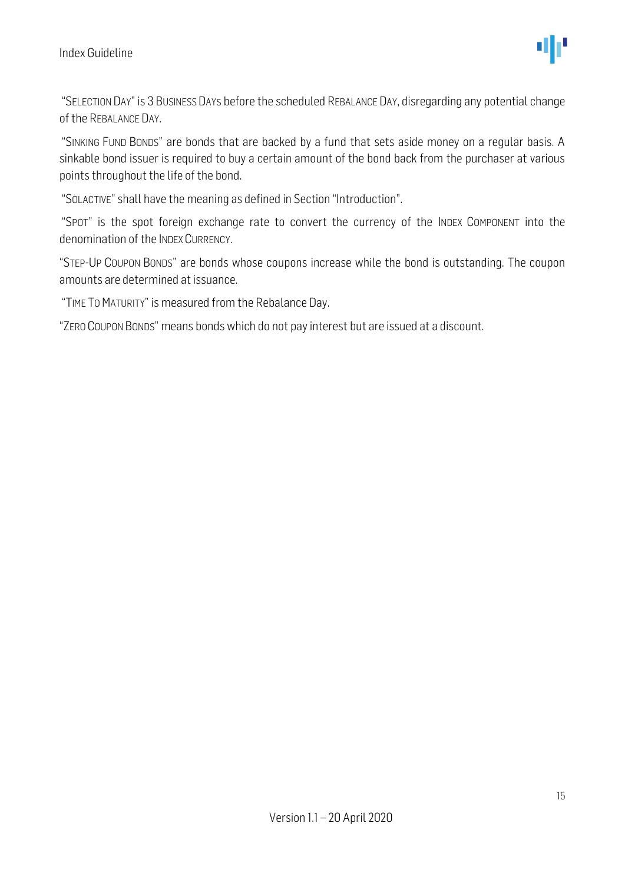"SELECTION DAY" is 3 BUSINESS DAYS before the scheduled REBALANCE DAY, disregarding any potential change of the REBALANCE DAY.

"SINKING FUND BONDS" are bonds that are backed by a fund that sets aside money on a regular basis. A sinkable bond issuer is required to buy a certain amount of the bond back from the purchaser at various points throughout the life of the bond.

"SOLACTIVE" shall have the meaning as defined in Section "Introduction".

"SPOT" is the spot foreign exchange rate to convert the currency of the INDEX COMPONENT into the denomination of the INDEX CURRENCY.

"STEP-UP COUPON BONDS" are bonds whose coupons increase while the bond is outstanding. The coupon amounts are determined at issuance.

"TIME TO MATURITY" is measured from the Rebalance Day.

"ZERO COUPON BONDS" means bonds which do not pay interest but are issued at a discount.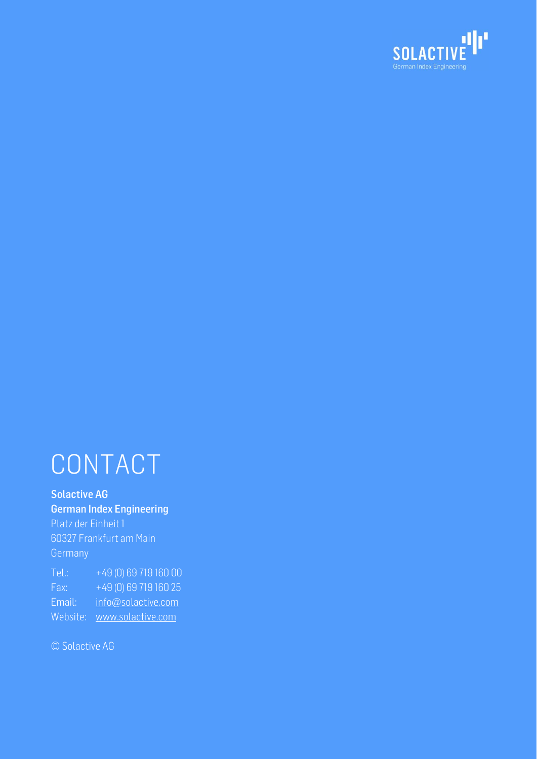# CONTACT

**Solactive AG**
**German Index Engineering**
Platz der Einheit 1
60327 Frankfurt am Main
Germany

Tel.: +49 (0) 69 719 160 00
Fax: +49 (0) 69 719 160 25
Email: info@solactive.com
Website: www.solactive.com

© Solactive AG